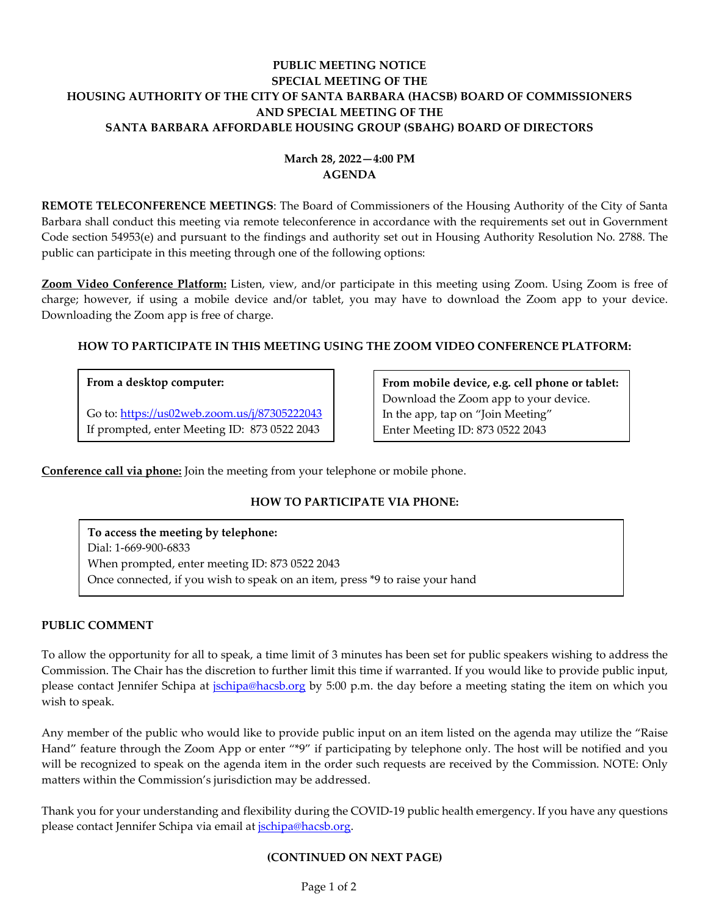# PUBLIC MEETING NOTICE
## SPECIAL MEETING OF THE
## HOUSING AUTHORITY OF THE CITY OF SANTA BARBARA (HACSB) BOARD OF COMMISSIONERS
## AND SPECIAL MEETING OF THE
## SANTA BARBARA AFFORDABLE HOUSING GROUP (SBAHG) BOARD OF DIRECTORS

**March 28, 2022—4:00 PM**
**AGENDA**

**REMOTE TELECONFERENCE MEETINGS**: The Board of Commissioners of the Housing Authority of the City of Santa Barbara shall conduct this meeting via remote teleconference in accordance with the requirements set out in Government Code section 54953(e) and pursuant to the findings and authority set out in Housing Authority Resolution No. 2788. The public can participate in this meeting through one of the following options:

**Zoom Video Conference Platform:** Listen, view, and/or participate in this meeting using Zoom. Using Zoom is free of charge; however, if using a mobile device and/or tablet, you may have to download the Zoom app to your device. Downloading the Zoom app is free of charge.

### HOW TO PARTICIPATE IN THIS MEETING USING THE ZOOM VIDEO CONFERENCE PLATFORM:

**From a desktop computer:**

Go to: https://us02web.zoom.us/j/87305222043
If prompted, enter Meeting ID: 873 0522 2043

**From mobile device, e.g. cell phone or tablet:**
Download the Zoom app to your device.
In the app, tap on "Join Meeting"
Enter Meeting ID: 873 0522 2043

**Conference call via phone:** Join the meeting from your telephone or mobile phone.

### HOW TO PARTICIPATE VIA PHONE:

**To access the meeting by telephone:**
Dial: 1-669-900-6833
When prompted, enter meeting ID: 873 0522 2043
Once connected, if you wish to speak on an item, press *9 to raise your hand

### PUBLIC COMMENT

To allow the opportunity for all to speak, a time limit of 3 minutes has been set for public speakers wishing to address the Commission. The Chair has the discretion to further limit this time if warranted. If you would like to provide public input, please contact Jennifer Schipa at jschipa@hacsb.org by 5:00 p.m. the day before a meeting stating the item on which you wish to speak.

Any member of the public who would like to provide public input on an item listed on the agenda may utilize the "Raise Hand" feature through the Zoom App or enter "*9" if participating by telephone only. The host will be notified and you will be recognized to speak on the agenda item in the order such requests are received by the Commission. NOTE: Only matters within the Commission's jurisdiction may be addressed.

Thank you for your understanding and flexibility during the COVID-19 public health emergency. If you have any questions please contact Jennifer Schipa via email at jschipa@hacsb.org.

**(CONTINUED ON NEXT PAGE)**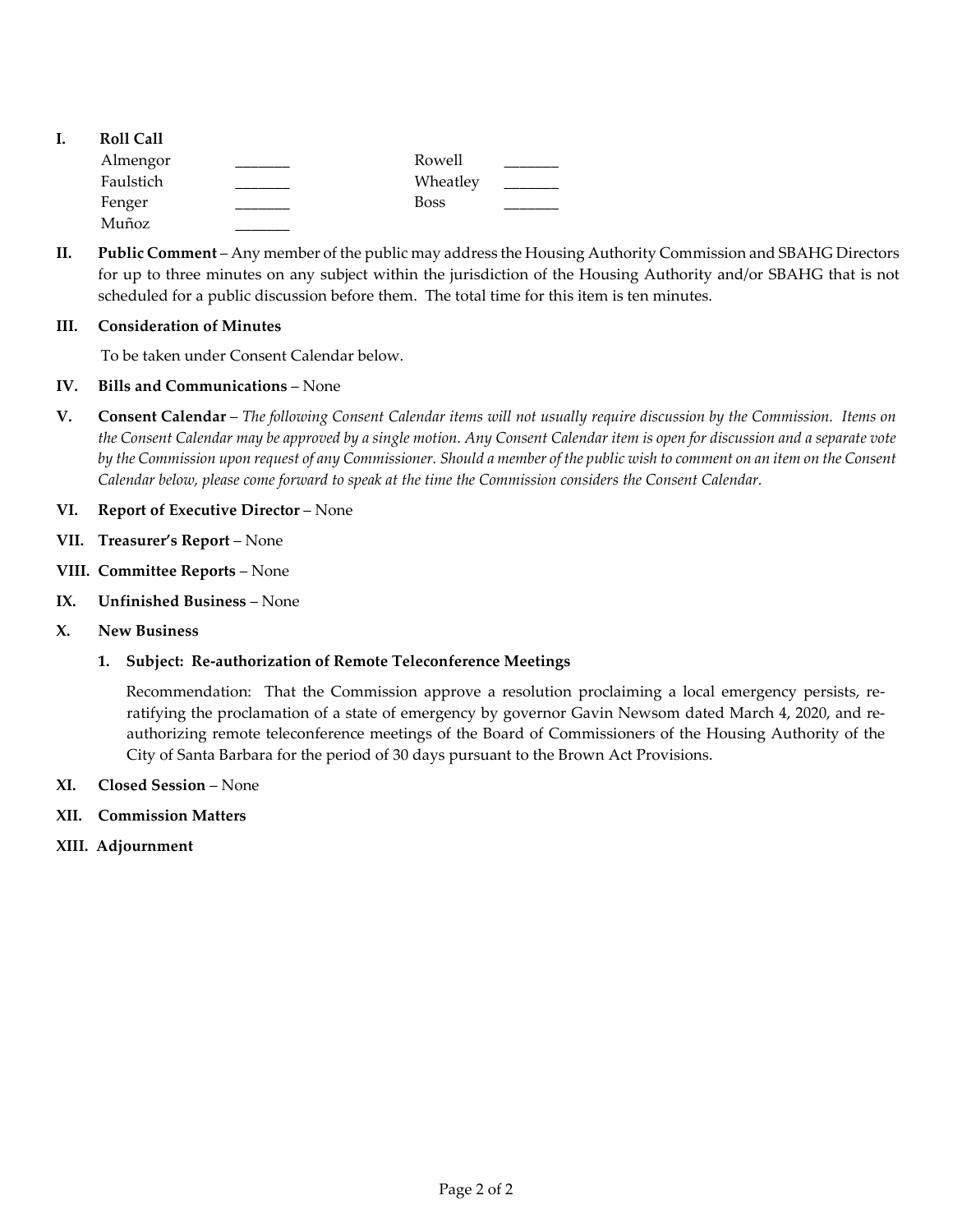**I. Roll Call**

| | | | |
|---|---|---|---|
| Almengor | _______ | Rowell | _______ |
| Faulstich | _______ | Wheatley | _______ |
| Fenger | _______ | Boss | _______ |
| Muñoz | _______ | | |

**II. Public Comment** – Any member of the public may address the Housing Authority Commission and SBAHG Directors for up to three minutes on any subject within the jurisdiction of the Housing Authority and/or SBAHG that is not scheduled for a public discussion before them. The total time for this item is ten minutes.

**III. Consideration of Minutes**

To be taken under Consent Calendar below.

**IV. Bills and Communications** – None

**V. Consent Calendar** – *The following Consent Calendar items will not usually require discussion by the Commission. Items on the Consent Calendar may be approved by a single motion. Any Consent Calendar item is open for discussion and a separate vote by the Commission upon request of any Commissioner. Should a member of the public wish to comment on an item on the Consent Calendar below, please come forward to speak at the time the Commission considers the Consent Calendar.*

**VI. Report of Executive Director** – None

**VII. Treasurer's Report** – None

**VIII. Committee Reports** – None

**IX. Unfinished Business** – None

**X. New Business**

1. **Subject: Re-authorization of Remote Teleconference Meetings**

   Recommendation: That the Commission approve a resolution proclaiming a local emergency persists, re-ratifying the proclamation of a state of emergency by governor Gavin Newsom dated March 4, 2020, and re-authorizing remote teleconference meetings of the Board of Commissioners of the Housing Authority of the City of Santa Barbara for the period of 30 days pursuant to the Brown Act Provisions.

**XI. Closed Session** – None

**XII. Commission Matters**

**XIII. Adjournment**